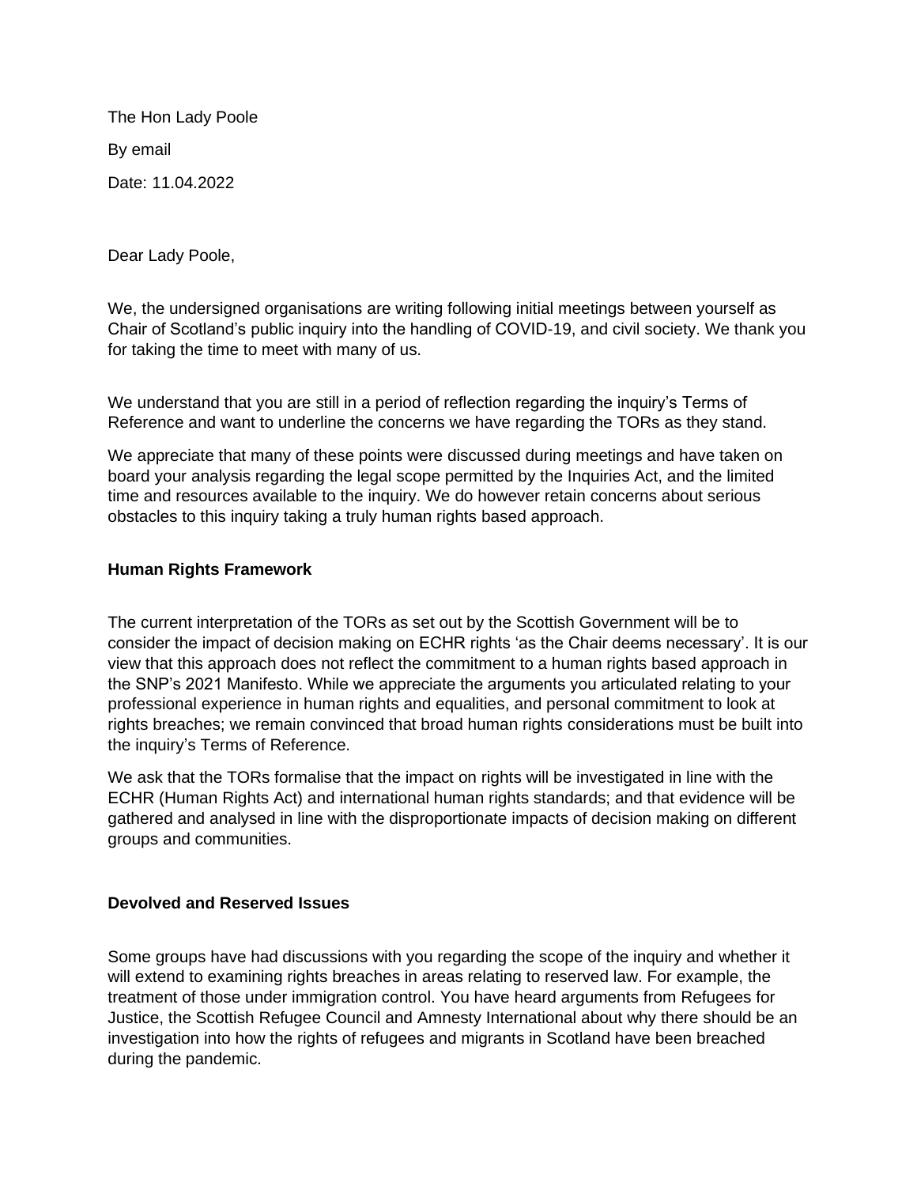The Hon Lady Poole

By email

Date: 11.04.2022

Dear Lady Poole,

We, the undersigned organisations are writing following initial meetings between yourself as Chair of Scotland's public inquiry into the handling of COVID-19, and civil society. We thank you for taking the time to meet with many of us.

We understand that you are still in a period of reflection regarding the inquiry's Terms of Reference and want to underline the concerns we have regarding the TORs as they stand.

We appreciate that many of these points were discussed during meetings and have taken on board your analysis regarding the legal scope permitted by the Inquiries Act, and the limited time and resources available to the inquiry. We do however retain concerns about serious obstacles to this inquiry taking a truly human rights based approach.

## Human Rights Framework

The current interpretation of the TORs as set out by the Scottish Government will be to consider the impact of decision making on ECHR rights 'as the Chair deems necessary'. It is our view that this approach does not reflect the commitment to a human rights based approach in the SNP's 2021 Manifesto. While we appreciate the arguments you articulated relating to your professional experience in human rights and equalities, and personal commitment to look at rights breaches; we remain convinced that broad human rights considerations must be built into the inquiry's Terms of Reference.

We ask that the TORs formalise that the impact on rights will be investigated in line with the ECHR (Human Rights Act) and international human rights standards; and that evidence will be gathered and analysed in line with the disproportionate impacts of decision making on different groups and communities.

## Devolved and Reserved Issues

Some groups have had discussions with you regarding the scope of the inquiry and whether it will extend to examining rights breaches in areas relating to reserved law. For example, the treatment of those under immigration control. You have heard arguments from Refugees for Justice, the Scottish Refugee Council and Amnesty International about why there should be an investigation into how the rights of refugees and migrants in Scotland have been breached during the pandemic.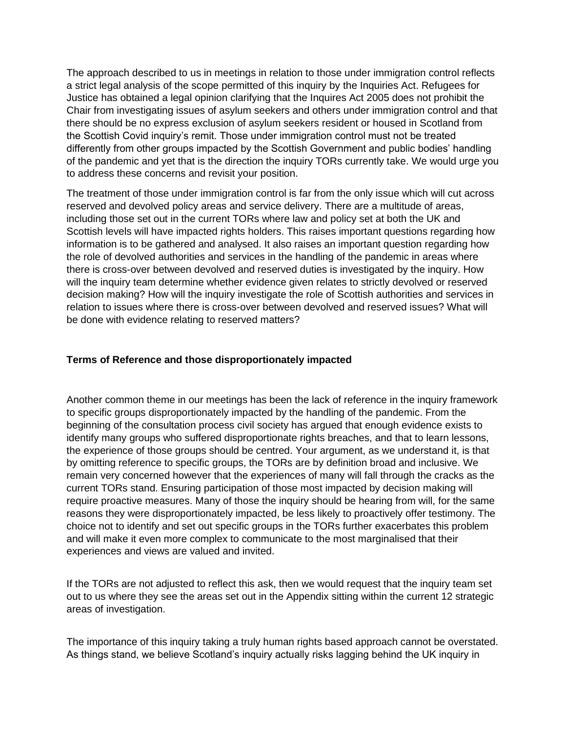The approach described to us in meetings in relation to those under immigration control reflects a strict legal analysis of the scope permitted of this inquiry by the Inquiries Act. Refugees for Justice has obtained a legal opinion clarifying that the Inquires Act 2005 does not prohibit the Chair from investigating issues of asylum seekers and others under immigration control and that there should be no express exclusion of asylum seekers resident or housed in Scotland from the Scottish Covid inquiry's remit. Those under immigration control must not be treated differently from other groups impacted by the Scottish Government and public bodies' handling of the pandemic and yet that is the direction the inquiry TORs currently take. We would urge you to address these concerns and revisit your position.

The treatment of those under immigration control is far from the only issue which will cut across reserved and devolved policy areas and service delivery. There are a multitude of areas, including those set out in the current TORs where law and policy set at both the UK and Scottish levels will have impacted rights holders. This raises important questions regarding how information is to be gathered and analysed. It also raises an important question regarding how the role of devolved authorities and services in the handling of the pandemic in areas where there is cross-over between devolved and reserved duties is investigated by the inquiry. How will the inquiry team determine whether evidence given relates to strictly devolved or reserved decision making? How will the inquiry investigate the role of Scottish authorities and services in relation to issues where there is cross-over between devolved and reserved issues? What will be done with evidence relating to reserved matters?

**Terms of Reference and those disproportionately impacted**

Another common theme in our meetings has been the lack of reference in the inquiry framework to specific groups disproportionately impacted by the handling of the pandemic. From the beginning of the consultation process civil society has argued that enough evidence exists to identify many groups who suffered disproportionate rights breaches, and that to learn lessons, the experience of those groups should be centred. Your argument, as we understand it, is that by omitting reference to specific groups, the TORs are by definition broad and inclusive. We remain very concerned however that the experiences of many will fall through the cracks as the current TORs stand. Ensuring participation of those most impacted by decision making will require proactive measures. Many of those the inquiry should be hearing from will, for the same reasons they were disproportionately impacted, be less likely to proactively offer testimony. The choice not to identify and set out specific groups in the TORs further exacerbates this problem and will make it even more complex to communicate to the most marginalised that their experiences and views are valued and invited.

If the TORs are not adjusted to reflect this ask, then we would request that the inquiry team set out to us where they see the areas set out in the Appendix sitting within the current 12 strategic areas of investigation.

The importance of this inquiry taking a truly human rights based approach cannot be overstated. As things stand, we believe Scotland's inquiry actually risks lagging behind the UK inquiry in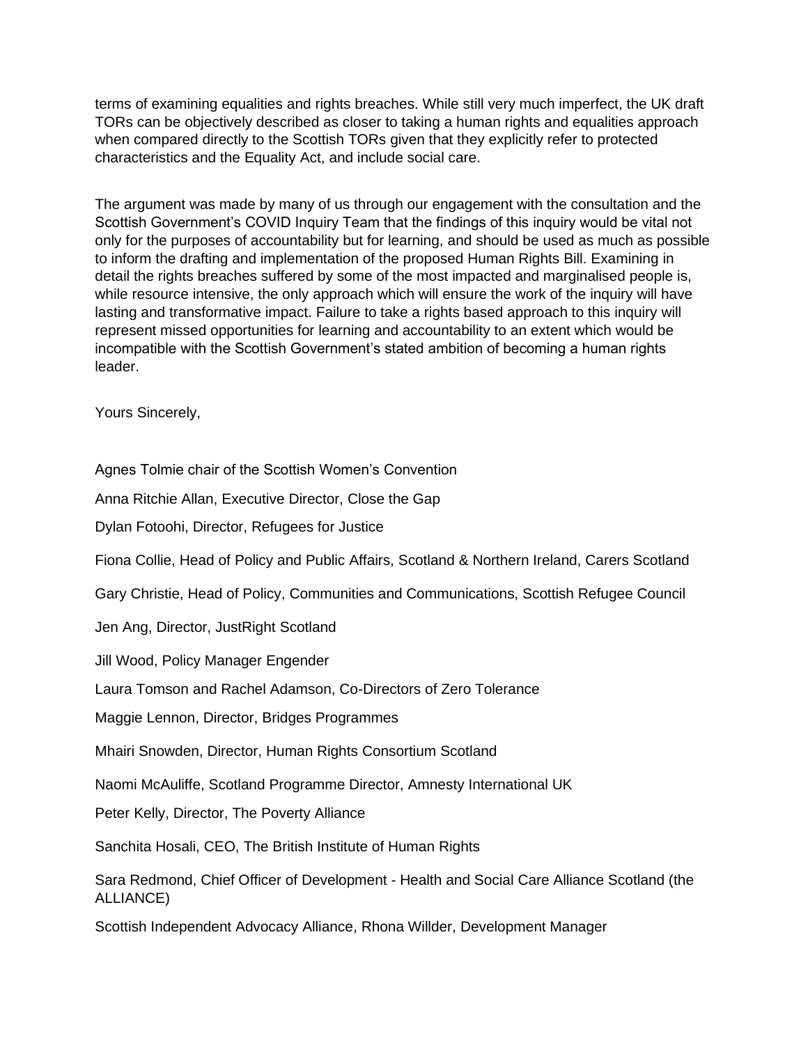terms of examining equalities and rights breaches. While still very much imperfect, the UK draft TORs can be objectively described as closer to taking a human rights and equalities approach when compared directly to the Scottish TORs given that they explicitly refer to protected characteristics and the Equality Act, and include social care.

The argument was made by many of us through our engagement with the consultation and the Scottish Government's COVID Inquiry Team that the findings of this inquiry would be vital not only for the purposes of accountability but for learning, and should be used as much as possible to inform the drafting and implementation of the proposed Human Rights Bill. Examining in detail the rights breaches suffered by some of the most impacted and marginalised people is, while resource intensive, the only approach which will ensure the work of the inquiry will have lasting and transformative impact. Failure to take a rights based approach to this inquiry will represent missed opportunities for learning and accountability to an extent which would be incompatible with the Scottish Government's stated ambition of becoming a human rights leader.

Yours Sincerely,

Agnes Tolmie chair of the Scottish Women's Convention

Anna Ritchie Allan, Executive Director, Close the Gap

Dylan Fotoohi, Director, Refugees for Justice

Fiona Collie, Head of Policy and Public Affairs, Scotland & Northern Ireland, Carers Scotland

Gary Christie, Head of Policy, Communities and Communications, Scottish Refugee Council

Jen Ang, Director, JustRight Scotland

Jill Wood, Policy Manager Engender

Laura Tomson and Rachel Adamson, Co-Directors of Zero Tolerance

Maggie Lennon, Director, Bridges Programmes

Mhairi Snowden, Director, Human Rights Consortium Scotland

Naomi McAuliffe, Scotland Programme Director, Amnesty International UK

Peter Kelly, Director, The Poverty Alliance

Sanchita Hosali, CEO, The British Institute of Human Rights

Sara Redmond, Chief Officer of Development - Health and Social Care Alliance Scotland (the ALLIANCE)

Scottish Independent Advocacy Alliance, Rhona Willder, Development Manager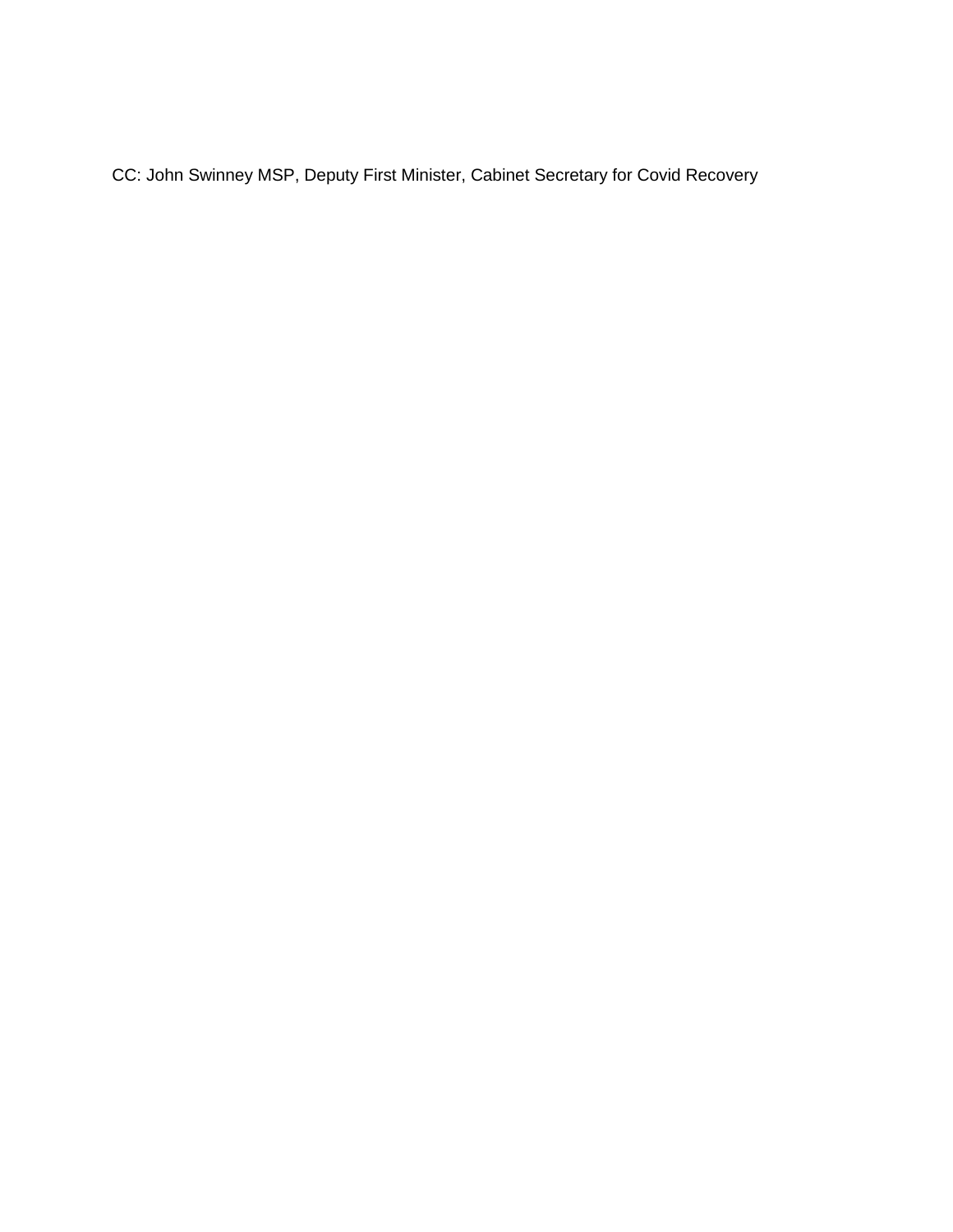CC: John Swinney MSP, Deputy First Minister, Cabinet Secretary for Covid Recovery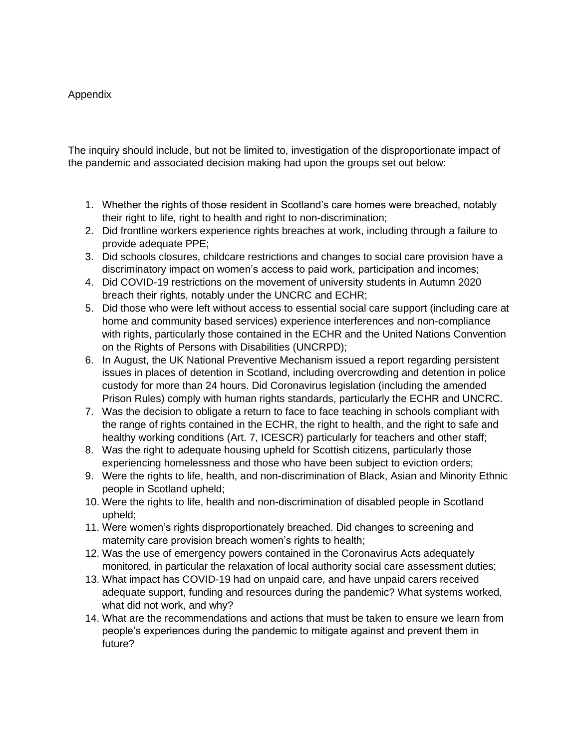Appendix

The inquiry should include, but not be limited to, investigation of the disproportionate impact of the pandemic and associated decision making had upon the groups set out below:

1. Whether the rights of those resident in Scotland's care homes were breached, notably their right to life, right to health and right to non-discrimination;
2. Did frontline workers experience rights breaches at work, including through a failure to provide adequate PPE;
3. Did schools closures, childcare restrictions and changes to social care provision have a discriminatory impact on women's access to paid work, participation and incomes;
4. Did COVID-19 restrictions on the movement of university students in Autumn 2020 breach their rights, notably under the UNCRC and ECHR;
5. Did those who were left without access to essential social care support (including care at home and community based services) experience interferences and non-compliance with rights, particularly those contained in the ECHR and the United Nations Convention on the Rights of Persons with Disabilities (UNCRPD);
6. In August, the UK National Preventive Mechanism issued a report regarding persistent issues in places of detention in Scotland, including overcrowding and detention in police custody for more than 24 hours. Did Coronavirus legislation (including the amended Prison Rules) comply with human rights standards, particularly the ECHR and UNCRC.
7. Was the decision to obligate a return to face to face teaching in schools compliant with the range of rights contained in the ECHR, the right to health, and the right to safe and healthy working conditions (Art. 7, ICESCR) particularly for teachers and other staff;
8. Was the right to adequate housing upheld for Scottish citizens, particularly those experiencing homelessness and those who have been subject to eviction orders;
9. Were the rights to life, health, and non-discrimination of Black, Asian and Minority Ethnic people in Scotland upheld;
10. Were the rights to life, health and non-discrimination of disabled people in Scotland upheld;
11. Were women's rights disproportionately breached. Did changes to screening and maternity care provision breach women's rights to health;
12. Was the use of emergency powers contained in the Coronavirus Acts adequately monitored, in particular the relaxation of local authority social care assessment duties;
13. What impact has COVID-19 had on unpaid care, and have unpaid carers received adequate support, funding and resources during the pandemic? What systems worked, what did not work, and why?
14. What are the recommendations and actions that must be taken to ensure we learn from people's experiences during the pandemic to mitigate against and prevent them in future?